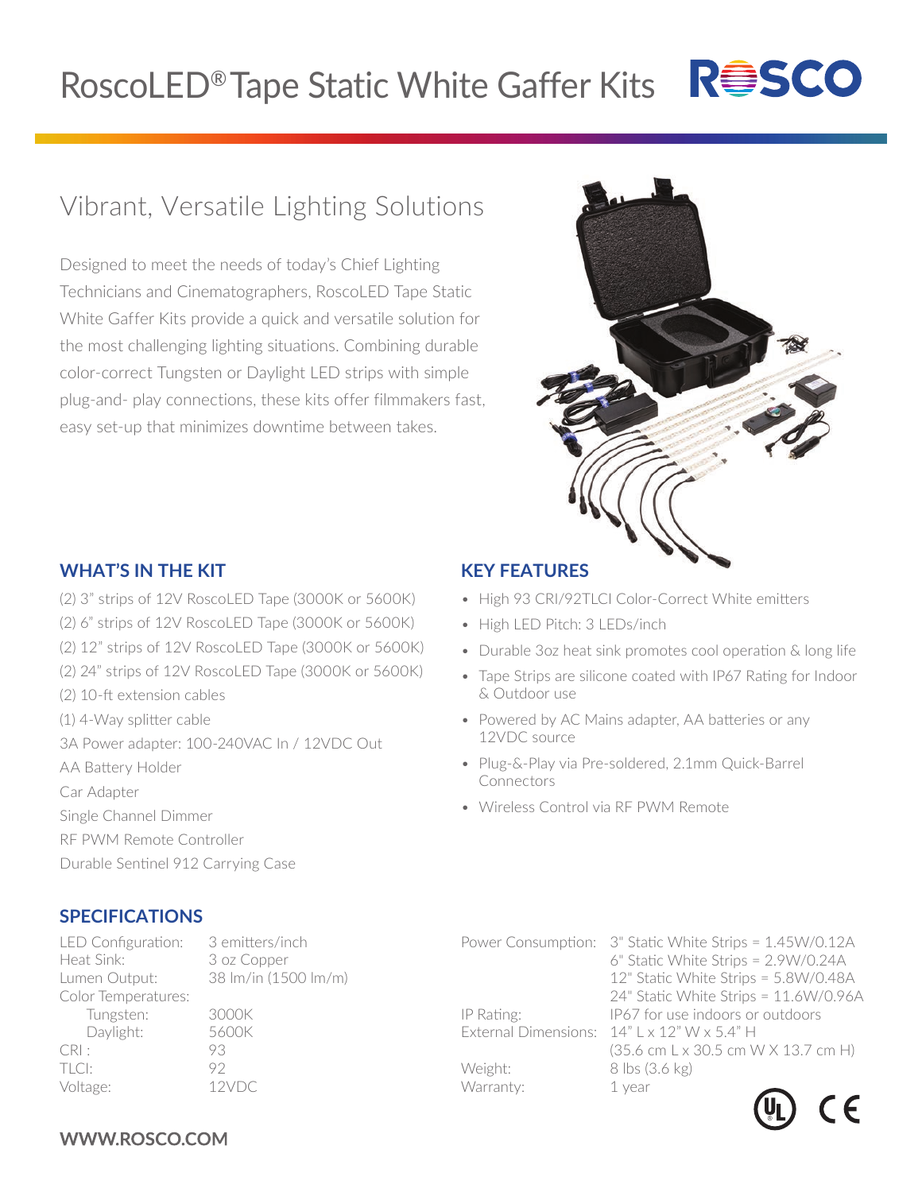# RoscoLED® Tape Static White Gaffer Kits

## Vibrant, Versatile Lighting Solutions

Designed to meet the needs of today's Chief Lighting Technicians and Cinematographers, RoscoLED Tape Static White Gaffer Kits provide a quick and versatile solution for the most challenging lighting situations. Combining durable color-correct Tungsten or Daylight LED strips with simple plug-and- play connections, these kits offer filmmakers fast, easy set-up that minimizes downtime between takes.

### WHAT'S IN THE KIT

(2) 3" strips of 12V RoscoLED Tape (3000K or 5600K)
(2) 6" strips of 12V RoscoLED Tape (3000K or 5600K)
(2) 12" strips of 12V RoscoLED Tape (3000K or 5600K)
(2) 24" strips of 12V RoscoLED Tape (3000K or 5600K)
(2) 10-ft extension cables
(1) 4-Way splitter cable
3A Power adapter: 100-240VAC In / 12VDC Out
AA Battery Holder
Car Adapter
Single Channel Dimmer
RF PWM Remote Controller
Durable Sentinel 912 Carrying Case

### KEY FEATURES

- High 93 CRI/92TLCI Color-Correct White emitters
- High LED Pitch: 3 LEDs/inch
- Durable 3oz heat sink promotes cool operation & long life
- Tape Strips are silicone coated with IP67 Rating for Indoor & Outdoor use
- Powered by AC Mains adapter, AA batteries or any 12VDC source
- Plug-&-Play via Pre-soldered, 2.1mm Quick-Barrel Connectors
- Wireless Control via RF PWM Remote

### SPECIFICATIONS

| | |
|---|---|
| LED Configuration: | 3 emitters/inch |
| Heat Sink: | 3 oz Copper |
| Lumen Output: | 38 lm/in (1500 lm/m) |
| Color Temperatures: | |
| Tungsten: | 3000K |
| Daylight: | 5600K |
| CRI : | 93 |
| TLCI: | 92 |
| Voltage: | 12VDC |
| Power Consumption: | 3" Static White Strips = 1.45W/0.12A |
| | 6" Static White Strips = 2.9W/0.24A |
| | 12" Static White Strips = 5.8W/0.48A |
| | 24" Static White Strips = 11.6W/0.96A |
| IP Rating: | IP67 for use indoors or outdoors |
| External Dimensions: | 14" L x 12" W x 5.4" H (35.6 cm L x 30.5 cm W X 13.7 cm H) |
| Weight: | 8 lbs (3.6 kg) |
| Warranty: | 1 year |

WWW.ROSCO.COM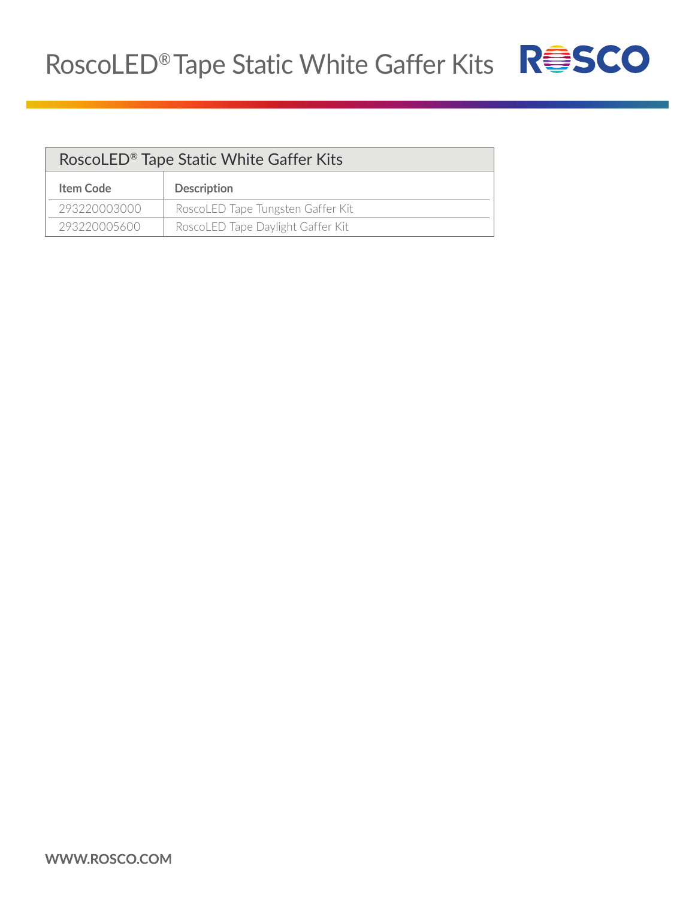# RoscoLED® Tape Static White Gaffer Kits

| RoscoLED® Tape Static White Gaffer Kits | |
|---|---|
| **Item Code** | **Description** |
| 293220003000 | RoscoLED Tape Tungsten Gaffer Kit |
| 293220005600 | RoscoLED Tape Daylight Gaffer Kit |

**WWW.ROSCO.COM**